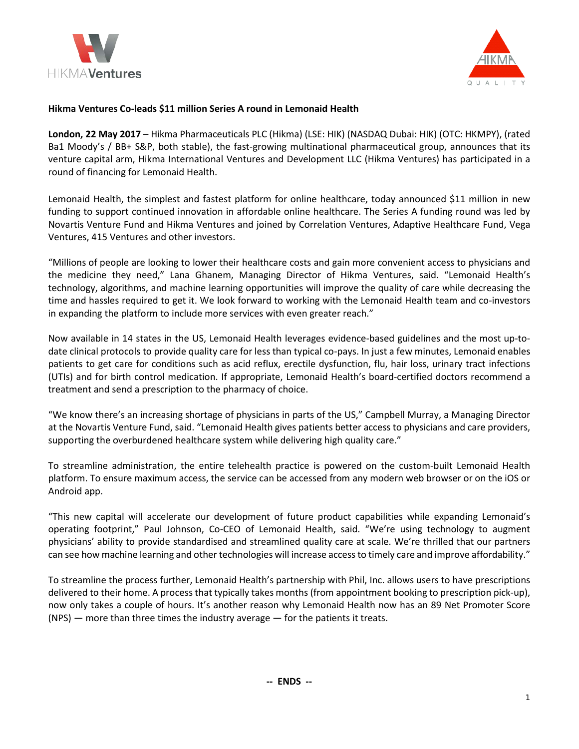**Hikma Ventures Co-leads $11 million Series A round in Lemonaid Health**

**London, 22 May 2017** – Hikma Pharmaceuticals PLC (Hikma) (LSE: HIK) (NASDAQ Dubai: HIK) (OTC: HKMPY), (rated Ba1 Moody's / BB+ S&P, both stable), the fast-growing multinational pharmaceutical group, announces that its venture capital arm, Hikma International Ventures and Development LLC (Hikma Ventures) has participated in a round of financing for Lemonaid Health.

Lemonaid Health, the simplest and fastest platform for online healthcare, today announced $11 million in new funding to support continued innovation in affordable online healthcare. The Series A funding round was led by Novartis Venture Fund and Hikma Ventures and joined by Correlation Ventures, Adaptive Healthcare Fund, Vega Ventures, 415 Ventures and other investors.

"Millions of people are looking to lower their healthcare costs and gain more convenient access to physicians and the medicine they need," Lana Ghanem, Managing Director of Hikma Ventures, said. "Lemonaid Health's technology, algorithms, and machine learning opportunities will improve the quality of care while decreasing the time and hassles required to get it. We look forward to working with the Lemonaid Health team and co-investors in expanding the platform to include more services with even greater reach."

Now available in 14 states in the US, Lemonaid Health leverages evidence-based guidelines and the most up-to-date clinical protocols to provide quality care for less than typical co-pays. In just a few minutes, Lemonaid enables patients to get care for conditions such as acid reflux, erectile dysfunction, flu, hair loss, urinary tract infections (UTIs) and for birth control medication. If appropriate, Lemonaid Health's board-certified doctors recommend a treatment and send a prescription to the pharmacy of choice.

"We know there's an increasing shortage of physicians in parts of the US," Campbell Murray, a Managing Director at the Novartis Venture Fund, said. "Lemonaid Health gives patients better access to physicians and care providers, supporting the overburdened healthcare system while delivering high quality care."

To streamline administration, the entire telehealth practice is powered on the custom-built Lemonaid Health platform. To ensure maximum access, the service can be accessed from any modern web browser or on the iOS or Android app.

"This new capital will accelerate our development of future product capabilities while expanding Lemonaid's operating footprint," Paul Johnson, Co-CEO of Lemonaid Health, said. "We're using technology to augment physicians' ability to provide standardised and streamlined quality care at scale. We're thrilled that our partners can see how machine learning and other technologies will increase access to timely care and improve affordability."

To streamline the process further, Lemonaid Health's partnership with Phil, Inc. allows users to have prescriptions delivered to their home. A process that typically takes months (from appointment booking to prescription pick-up), now only takes a couple of hours. It's another reason why Lemonaid Health now has an 89 Net Promoter Score (NPS) — more than three times the industry average — for the patients it treats.

**-- ENDS --**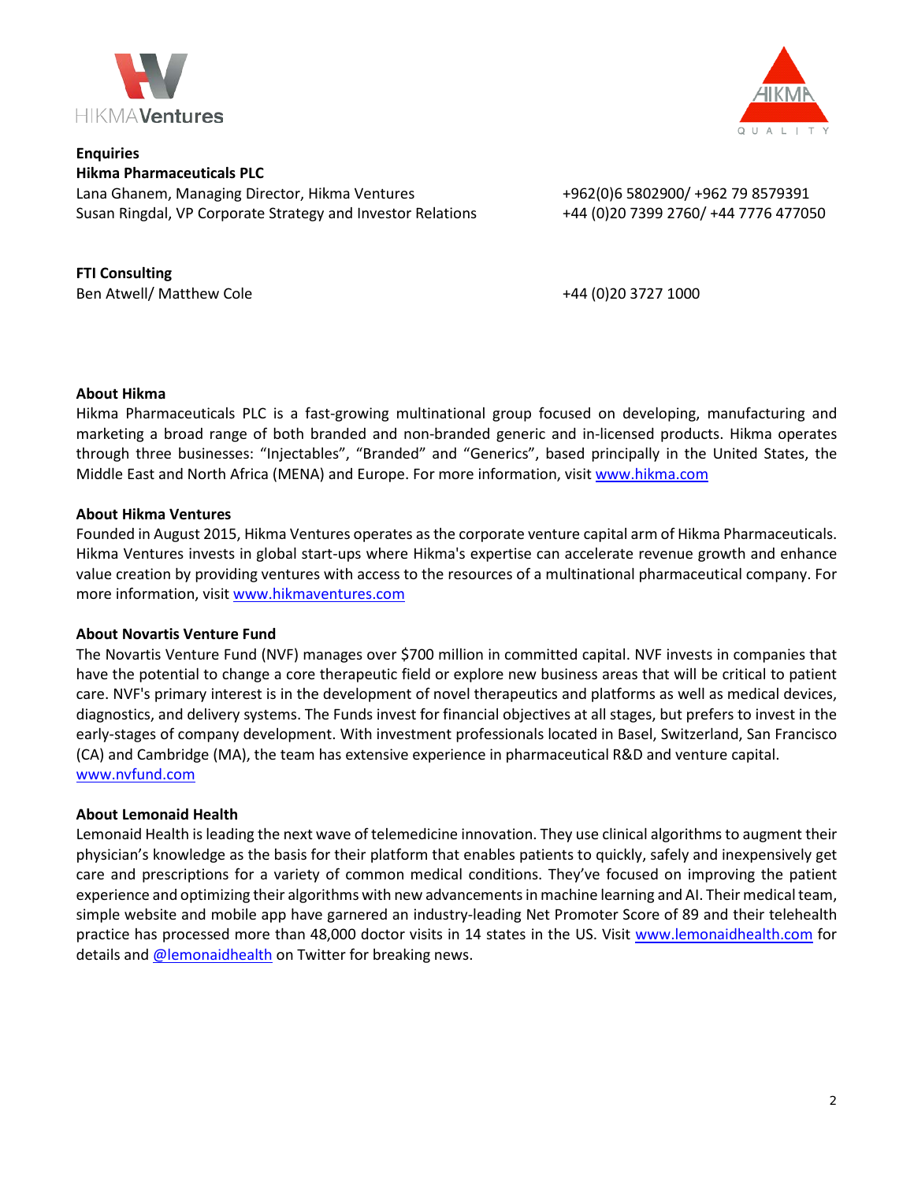**Enquiries**

**Hikma Pharmaceuticals PLC**

| | |
|---|---|
| Lana Ghanem, Managing Director, Hikma Ventures | +962(0)6 5802900/ +962 79 8579391 |
| Susan Ringdal, VP Corporate Strategy and Investor Relations | +44 (0)20 7399 2760/ +44 7776 477050 |

**FTI Consulting**

| | |
|---|---|
| Ben Atwell/ Matthew Cole | +44 (0)20 3727 1000 |

**About Hikma**

Hikma Pharmaceuticals PLC is a fast-growing multinational group focused on developing, manufacturing and marketing a broad range of both branded and non-branded generic and in-licensed products. Hikma operates through three businesses: "Injectables", "Branded" and "Generics", based principally in the United States, the Middle East and North Africa (MENA) and Europe. For more information, visit www.hikma.com

**About Hikma Ventures**

Founded in August 2015, Hikma Ventures operates as the corporate venture capital arm of Hikma Pharmaceuticals. Hikma Ventures invests in global start-ups where Hikma's expertise can accelerate revenue growth and enhance value creation by providing ventures with access to the resources of a multinational pharmaceutical company. For more information, visit www.hikmaventures.com

**About Novartis Venture Fund**

The Novartis Venture Fund (NVF) manages over $700 million in committed capital. NVF invests in companies that have the potential to change a core therapeutic field or explore new business areas that will be critical to patient care. NVF's primary interest is in the development of novel therapeutics and platforms as well as medical devices, diagnostics, and delivery systems. The Funds invest for financial objectives at all stages, but prefers to invest in the early-stages of company development. With investment professionals located in Basel, Switzerland, San Francisco (CA) and Cambridge (MA), the team has extensive experience in pharmaceutical R&D and venture capital. www.nvfund.com

**About Lemonaid Health**

Lemonaid Health is leading the next wave of telemedicine innovation. They use clinical algorithms to augment their physician's knowledge as the basis for their platform that enables patients to quickly, safely and inexpensively get care and prescriptions for a variety of common medical conditions. They've focused on improving the patient experience and optimizing their algorithms with new advancements in machine learning and AI. Their medical team, simple website and mobile app have garnered an industry-leading Net Promoter Score of 89 and their telehealth practice has processed more than 48,000 doctor visits in 14 states in the US. Visit www.lemonaidhealth.com for details and @lemonaidhealth on Twitter for breaking news.